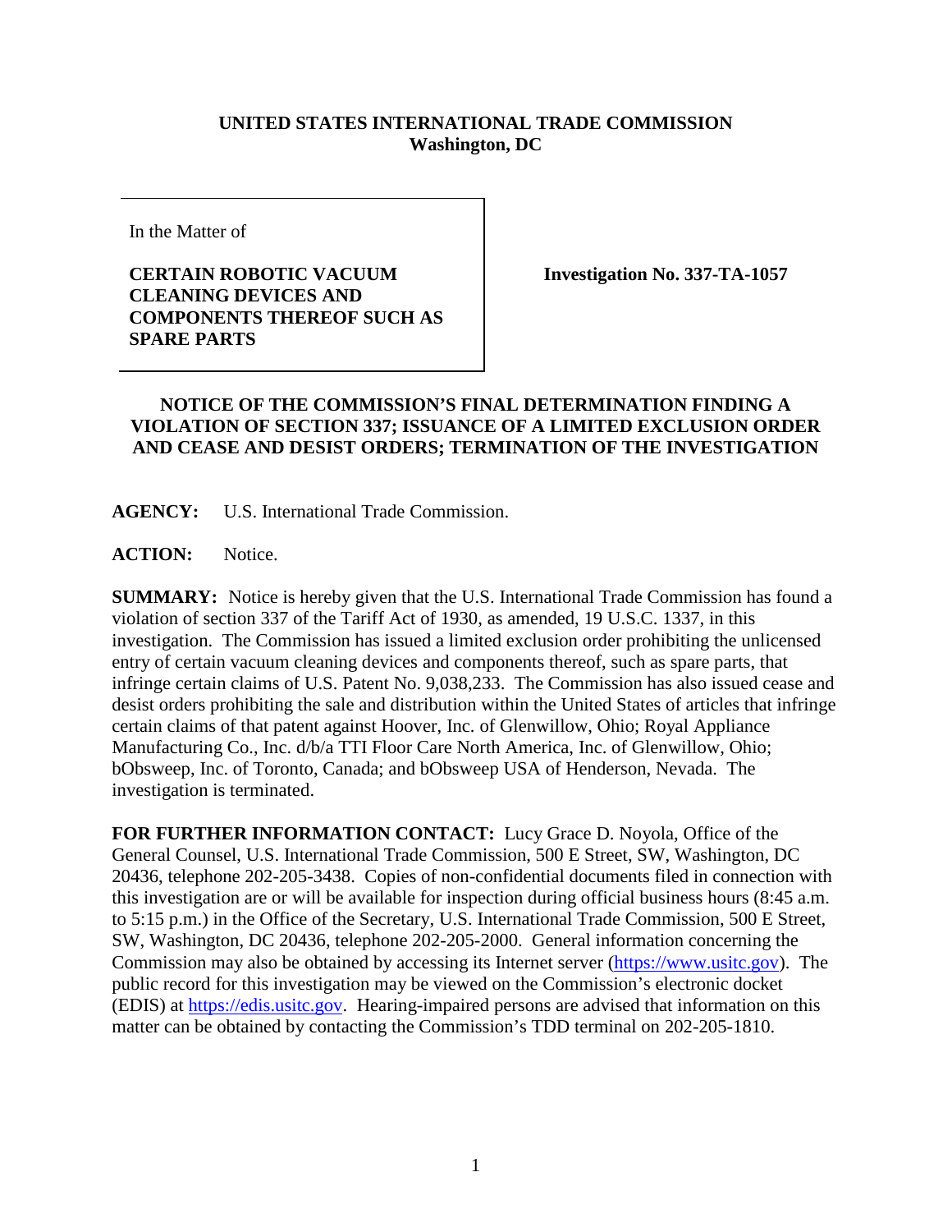**UNITED STATES INTERNATIONAL TRADE COMMISSION**
**Washington, DC**

In the Matter of

**CERTAIN ROBOTIC VACUUM CLEANING DEVICES AND COMPONENTS THEREOF SUCH AS SPARE PARTS**

**Investigation No. 337-TA-1057**

## NOTICE OF THE COMMISSION'S FINAL DETERMINATION FINDING A VIOLATION OF SECTION 337; ISSUANCE OF A LIMITED EXCLUSION ORDER AND CEASE AND DESIST ORDERS; TERMINATION OF THE INVESTIGATION

**AGENCY:** U.S. International Trade Commission.

**ACTION:** Notice.

**SUMMARY:** Notice is hereby given that the U.S. International Trade Commission has found a violation of section 337 of the Tariff Act of 1930, as amended, 19 U.S.C. 1337, in this investigation. The Commission has issued a limited exclusion order prohibiting the unlicensed entry of certain vacuum cleaning devices and components thereof, such as spare parts, that infringe certain claims of U.S. Patent No. 9,038,233. The Commission has also issued cease and desist orders prohibiting the sale and distribution within the United States of articles that infringe certain claims of that patent against Hoover, Inc. of Glenwillow, Ohio; Royal Appliance Manufacturing Co., Inc. d/b/a TTI Floor Care North America, Inc. of Glenwillow, Ohio; bObsweep, Inc. of Toronto, Canada; and bObsweep USA of Henderson, Nevada. The investigation is terminated.

**FOR FURTHER INFORMATION CONTACT:** Lucy Grace D. Noyola, Office of the General Counsel, U.S. International Trade Commission, 500 E Street, SW, Washington, DC 20436, telephone 202-205-3438. Copies of non-confidential documents filed in connection with this investigation are or will be available for inspection during official business hours (8:45 a.m. to 5:15 p.m.) in the Office of the Secretary, U.S. International Trade Commission, 500 E Street, SW, Washington, DC 20436, telephone 202-205-2000. General information concerning the Commission may also be obtained by accessing its Internet server (https://www.usitc.gov). The public record for this investigation may be viewed on the Commission's electronic docket (EDIS) at https://edis.usitc.gov. Hearing-impaired persons are advised that information on this matter can be obtained by contacting the Commission's TDD terminal on 202-205-1810.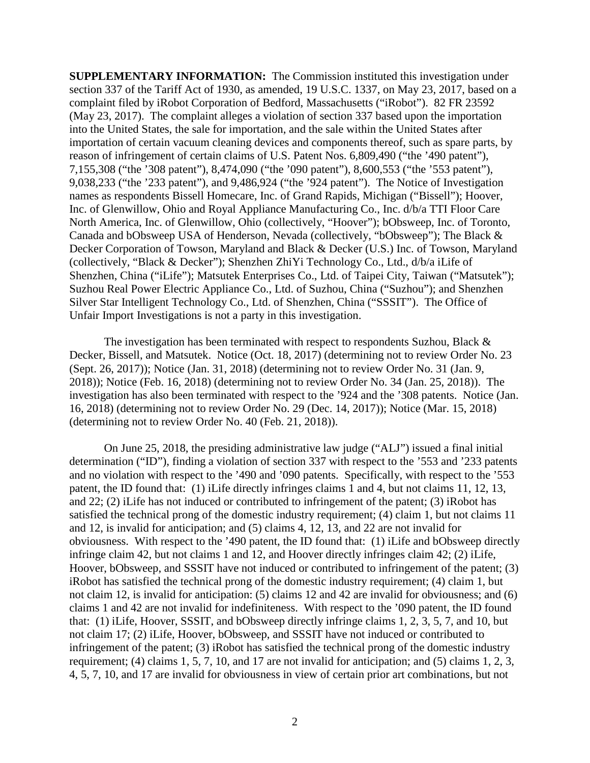**SUPPLEMENTARY INFORMATION:** The Commission instituted this investigation under section 337 of the Tariff Act of 1930, as amended, 19 U.S.C. 1337, on May 23, 2017, based on a complaint filed by iRobot Corporation of Bedford, Massachusetts ("iRobot"). 82 FR 23592 (May 23, 2017). The complaint alleges a violation of section 337 based upon the importation into the United States, the sale for importation, and the sale within the United States after importation of certain vacuum cleaning devices and components thereof, such as spare parts, by reason of infringement of certain claims of U.S. Patent Nos. 6,809,490 ("the '490 patent"), 7,155,308 ("the '308 patent"), 8,474,090 ("the '090 patent"), 8,600,553 ("the '553 patent"), 9,038,233 ("the '233 patent"), and 9,486,924 ("the '924 patent"). The Notice of Investigation names as respondents Bissell Homecare, Inc. of Grand Rapids, Michigan ("Bissell"); Hoover, Inc. of Glenwillow, Ohio and Royal Appliance Manufacturing Co., Inc. d/b/a TTI Floor Care North America, Inc. of Glenwillow, Ohio (collectively, "Hoover"); bObsweep, Inc. of Toronto, Canada and bObsweep USA of Henderson, Nevada (collectively, "bObsweep"); The Black & Decker Corporation of Towson, Maryland and Black & Decker (U.S.) Inc. of Towson, Maryland (collectively, "Black & Decker"); Shenzhen ZhiYi Technology Co., Ltd., d/b/a iLife of Shenzhen, China ("iLife"); Matsutek Enterprises Co., Ltd. of Taipei City, Taiwan ("Matsutek"); Suzhou Real Power Electric Appliance Co., Ltd. of Suzhou, China ("Suzhou"); and Shenzhen Silver Star Intelligent Technology Co., Ltd. of Shenzhen, China ("SSSIT"). The Office of Unfair Import Investigations is not a party in this investigation.

The investigation has been terminated with respect to respondents Suzhou, Black & Decker, Bissell, and Matsutek. Notice (Oct. 18, 2017) (determining not to review Order No. 23 (Sept. 26, 2017)); Notice (Jan. 31, 2018) (determining not to review Order No. 31 (Jan. 9, 2018)); Notice (Feb. 16, 2018) (determining not to review Order No. 34 (Jan. 25, 2018)). The investigation has also been terminated with respect to the '924 and the '308 patents. Notice (Jan. 16, 2018) (determining not to review Order No. 29 (Dec. 14, 2017)); Notice (Mar. 15, 2018) (determining not to review Order No. 40 (Feb. 21, 2018)).

On June 25, 2018, the presiding administrative law judge ("ALJ") issued a final initial determination ("ID"), finding a violation of section 337 with respect to the '553 and '233 patents and no violation with respect to the '490 and '090 patents. Specifically, with respect to the '553 patent, the ID found that: (1) iLife directly infringes claims 1 and 4, but not claims 11, 12, 13, and 22; (2) iLife has not induced or contributed to infringement of the patent; (3) iRobot has satisfied the technical prong of the domestic industry requirement; (4) claim 1, but not claims 11 and 12, is invalid for anticipation; and (5) claims 4, 12, 13, and 22 are not invalid for obviousness. With respect to the '490 patent, the ID found that: (1) iLife and bObsweep directly infringe claim 42, but not claims 1 and 12, and Hoover directly infringes claim 42; (2) iLife, Hoover, bObsweep, and SSSIT have not induced or contributed to infringement of the patent; (3) iRobot has satisfied the technical prong of the domestic industry requirement; (4) claim 1, but not claim 12, is invalid for anticipation: (5) claims 12 and 42 are invalid for obviousness; and (6) claims 1 and 42 are not invalid for indefiniteness. With respect to the '090 patent, the ID found that: (1) iLife, Hoover, SSSIT, and bObsweep directly infringe claims 1, 2, 3, 5, 7, and 10, but not claim 17; (2) iLife, Hoover, bObsweep, and SSSIT have not induced or contributed to infringement of the patent; (3) iRobot has satisfied the technical prong of the domestic industry requirement; (4) claims 1, 5, 7, 10, and 17 are not invalid for anticipation; and (5) claims 1, 2, 3, 4, 5, 7, 10, and 17 are invalid for obviousness in view of certain prior art combinations, but not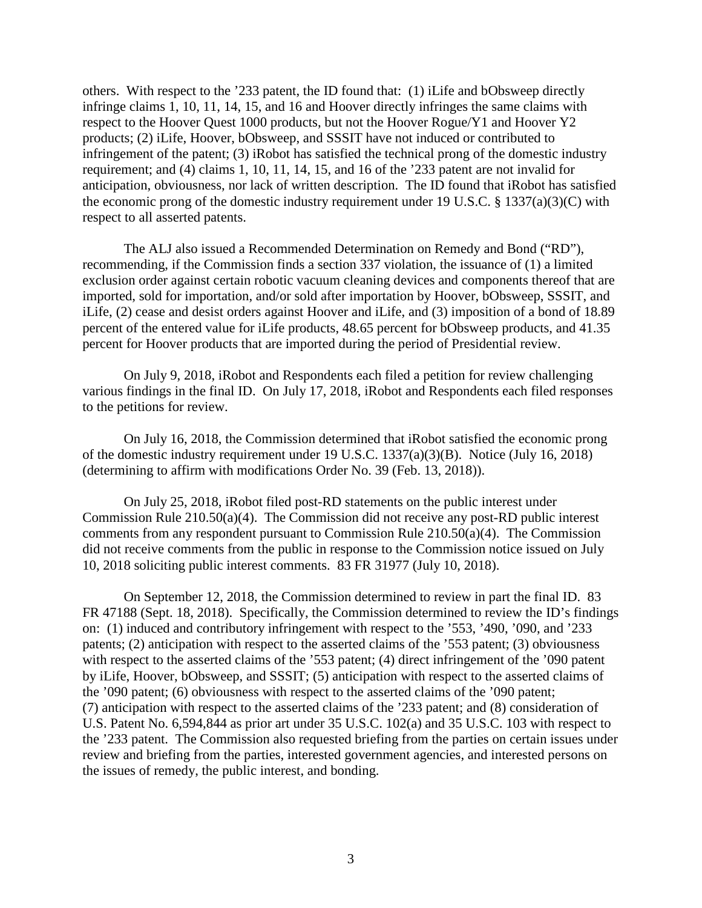others. With respect to the ’233 patent, the ID found that: (1) iLife and bObsweep directly infringe claims 1, 10, 11, 14, 15, and 16 and Hoover directly infringes the same claims with respect to the Hoover Quest 1000 products, but not the Hoover Rogue/Y1 and Hoover Y2 products; (2) iLife, Hoover, bObsweep, and SSSIT have not induced or contributed to infringement of the patent; (3) iRobot has satisfied the technical prong of the domestic industry requirement; and (4) claims 1, 10, 11, 14, 15, and 16 of the ’233 patent are not invalid for anticipation, obviousness, nor lack of written description. The ID found that iRobot has satisfied the economic prong of the domestic industry requirement under 19 U.S.C. § 1337(a)(3)(C) with respect to all asserted patents.

The ALJ also issued a Recommended Determination on Remedy and Bond (“RD”), recommending, if the Commission finds a section 337 violation, the issuance of (1) a limited exclusion order against certain robotic vacuum cleaning devices and components thereof that are imported, sold for importation, and/or sold after importation by Hoover, bObsweep, SSSIT, and iLife, (2) cease and desist orders against Hoover and iLife, and (3) imposition of a bond of 18.89 percent of the entered value for iLife products, 48.65 percent for bObsweep products, and 41.35 percent for Hoover products that are imported during the period of Presidential review.

On July 9, 2018, iRobot and Respondents each filed a petition for review challenging various findings in the final ID. On July 17, 2018, iRobot and Respondents each filed responses to the petitions for review.

On July 16, 2018, the Commission determined that iRobot satisfied the economic prong of the domestic industry requirement under 19 U.S.C. 1337(a)(3)(B). Notice (July 16, 2018) (determining to affirm with modifications Order No. 39 (Feb. 13, 2018)).

On July 25, 2018, iRobot filed post-RD statements on the public interest under Commission Rule 210.50(a)(4). The Commission did not receive any post-RD public interest comments from any respondent pursuant to Commission Rule 210.50(a)(4). The Commission did not receive comments from the public in response to the Commission notice issued on July 10, 2018 soliciting public interest comments. 83 FR 31977 (July 10, 2018).

On September 12, 2018, the Commission determined to review in part the final ID. 83 FR 47188 (Sept. 18, 2018). Specifically, the Commission determined to review the ID’s findings on: (1) induced and contributory infringement with respect to the ’553, ’490, ’090, and ’233 patents; (2) anticipation with respect to the asserted claims of the ’553 patent; (3) obviousness with respect to the asserted claims of the ’553 patent; (4) direct infringement of the ’090 patent by iLife, Hoover, bObsweep, and SSSIT; (5) anticipation with respect to the asserted claims of the ’090 patent; (6) obviousness with respect to the asserted claims of the ’090 patent; (7) anticipation with respect to the asserted claims of the ’233 patent; and (8) consideration of U.S. Patent No. 6,594,844 as prior art under 35 U.S.C. 102(a) and 35 U.S.C. 103 with respect to the ’233 patent. The Commission also requested briefing from the parties on certain issues under review and briefing from the parties, interested government agencies, and interested persons on the issues of remedy, the public interest, and bonding.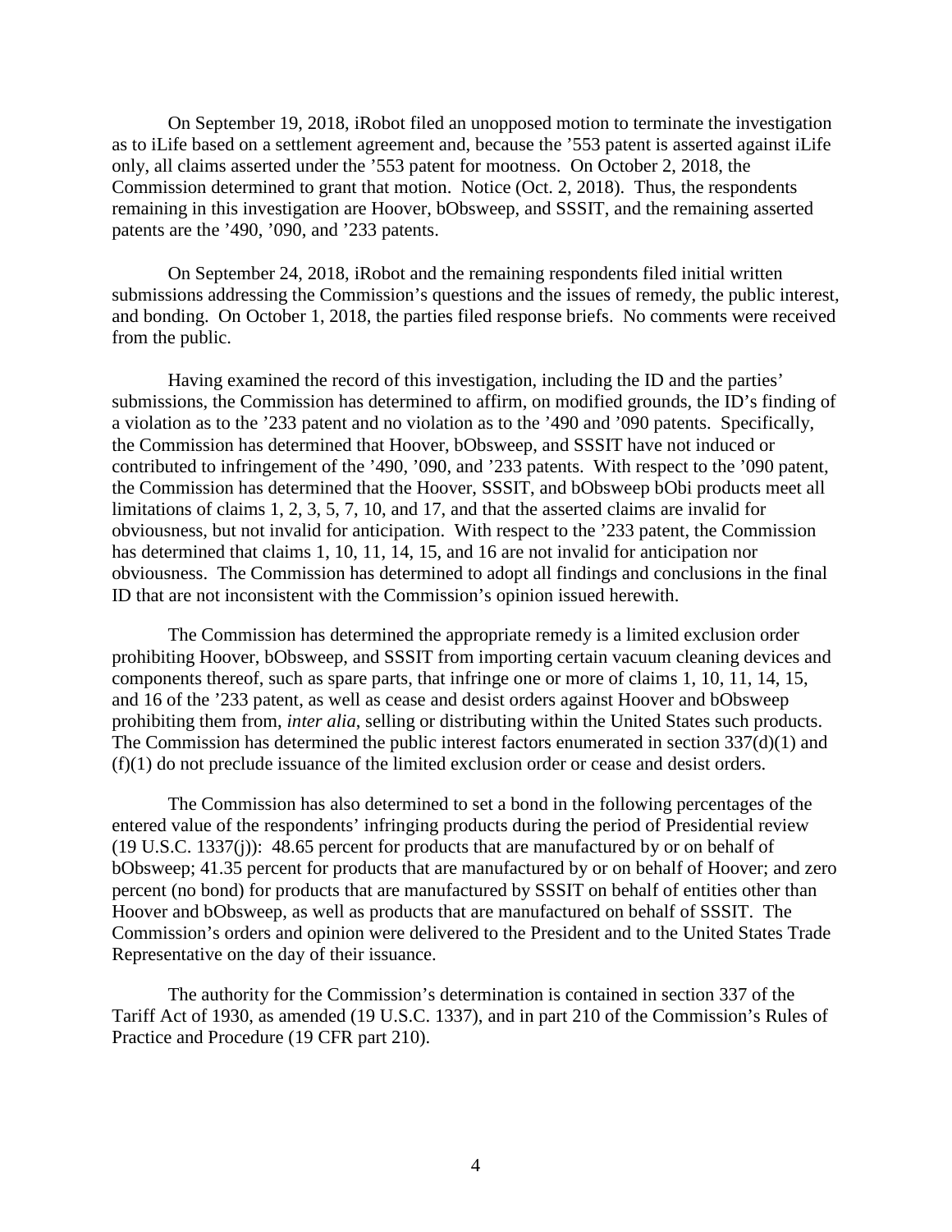On September 19, 2018, iRobot filed an unopposed motion to terminate the investigation as to iLife based on a settlement agreement and, because the '553 patent is asserted against iLife only, all claims asserted under the '553 patent for mootness. On October 2, 2018, the Commission determined to grant that motion. Notice (Oct. 2, 2018). Thus, the respondents remaining in this investigation are Hoover, bObsweep, and SSSIT, and the remaining asserted patents are the '490, '090, and '233 patents.

On September 24, 2018, iRobot and the remaining respondents filed initial written submissions addressing the Commission's questions and the issues of remedy, the public interest, and bonding. On October 1, 2018, the parties filed response briefs. No comments were received from the public.

Having examined the record of this investigation, including the ID and the parties' submissions, the Commission has determined to affirm, on modified grounds, the ID's finding of a violation as to the '233 patent and no violation as to the '490 and '090 patents. Specifically, the Commission has determined that Hoover, bObsweep, and SSSIT have not induced or contributed to infringement of the '490, '090, and '233 patents. With respect to the '090 patent, the Commission has determined that the Hoover, SSSIT, and bObsweep bObi products meet all limitations of claims 1, 2, 3, 5, 7, 10, and 17, and that the asserted claims are invalid for obviousness, but not invalid for anticipation. With respect to the '233 patent, the Commission has determined that claims 1, 10, 11, 14, 15, and 16 are not invalid for anticipation nor obviousness. The Commission has determined to adopt all findings and conclusions in the final ID that are not inconsistent with the Commission's opinion issued herewith.

The Commission has determined the appropriate remedy is a limited exclusion order prohibiting Hoover, bObsweep, and SSSIT from importing certain vacuum cleaning devices and components thereof, such as spare parts, that infringe one or more of claims 1, 10, 11, 14, 15, and 16 of the '233 patent, as well as cease and desist orders against Hoover and bObsweep prohibiting them from, *inter alia*, selling or distributing within the United States such products. The Commission has determined the public interest factors enumerated in section 337(d)(1) and (f)(1) do not preclude issuance of the limited exclusion order or cease and desist orders.

The Commission has also determined to set a bond in the following percentages of the entered value of the respondents' infringing products during the period of Presidential review (19 U.S.C. 1337(j)): 48.65 percent for products that are manufactured by or on behalf of bObsweep; 41.35 percent for products that are manufactured by or on behalf of Hoover; and zero percent (no bond) for products that are manufactured by SSSIT on behalf of entities other than Hoover and bObsweep, as well as products that are manufactured on behalf of SSSIT. The Commission's orders and opinion were delivered to the President and to the United States Trade Representative on the day of their issuance.

The authority for the Commission's determination is contained in section 337 of the Tariff Act of 1930, as amended (19 U.S.C. 1337), and in part 210 of the Commission's Rules of Practice and Procedure (19 CFR part 210).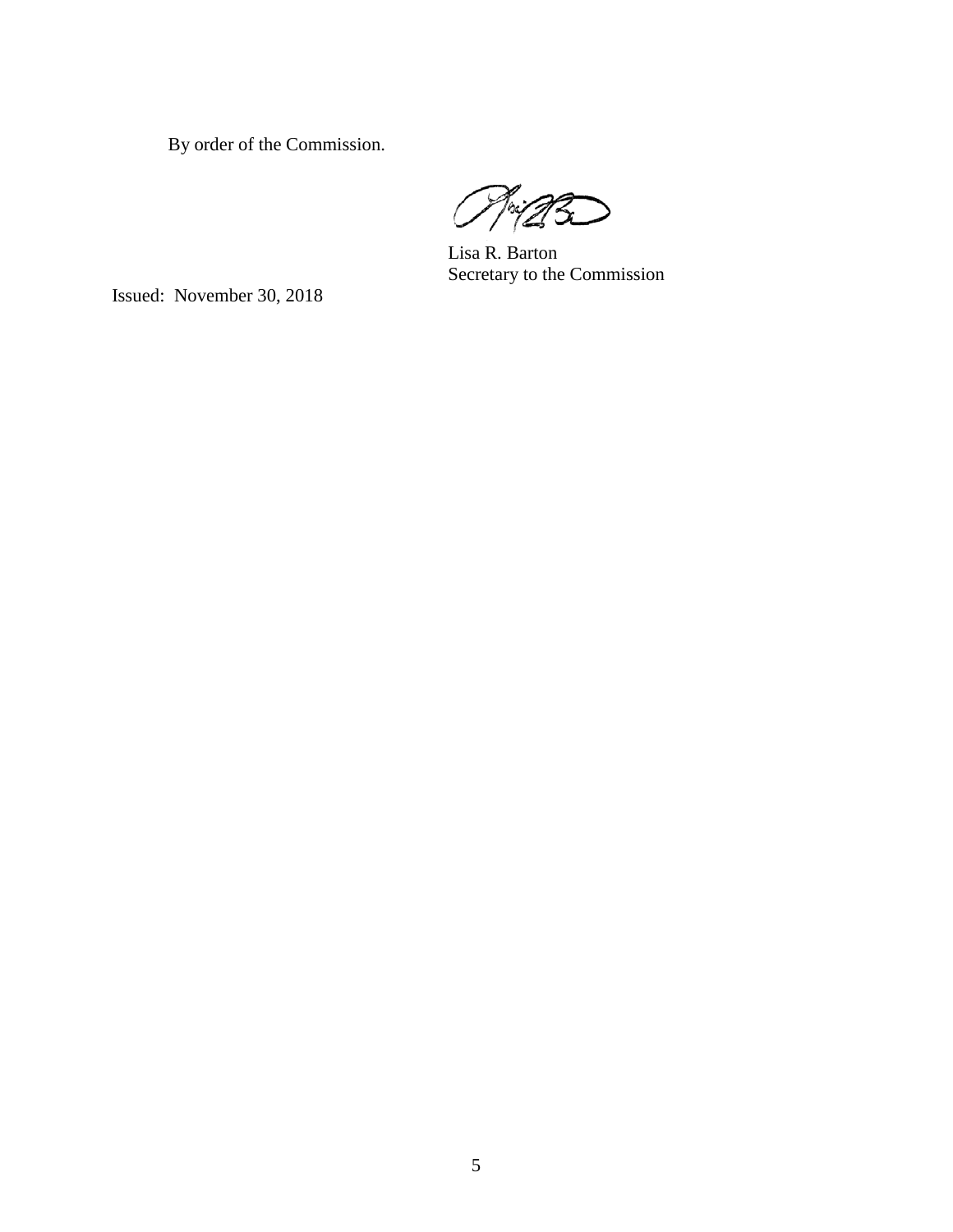By order of the Commission.

Lisa R. Barton
Secretary to the Commission

Issued: November 30, 2018